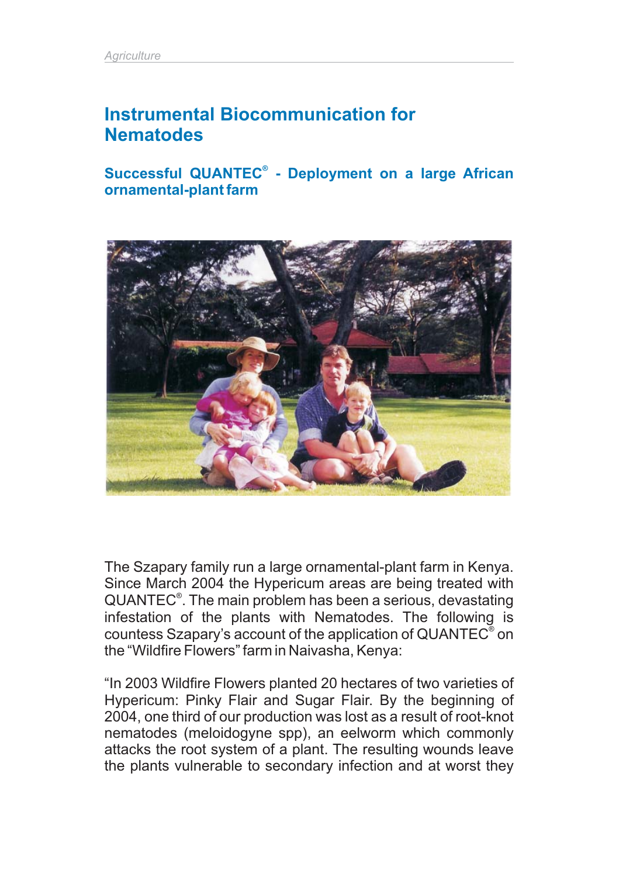# Instrumental Biocommunication for Nematodes

## Successful QUANTEC® - Deployment on a large African ornamental-plant farm

The Szapary family run a large ornamental-plant farm in Kenya. Since March 2004 the Hypericum areas are being treated with QUANTEC®. The main problem has been a serious, devastating infestation of the plants with Nematodes. The following is countess Szapary's account of the application of QUANTEC® on the "Wildfire Flowers" farm in Naivasha, Kenya:

"In 2003 Wildfire Flowers planted 20 hectares of two varieties of Hypericum: Pinky Flair and Sugar Flair. By the beginning of 2004, one third of our production was lost as a result of root-knot nematodes (meloidogyne spp), an eelworm which commonly attacks the root system of a plant. The resulting wounds leave the plants vulnerable to secondary infection and at worst they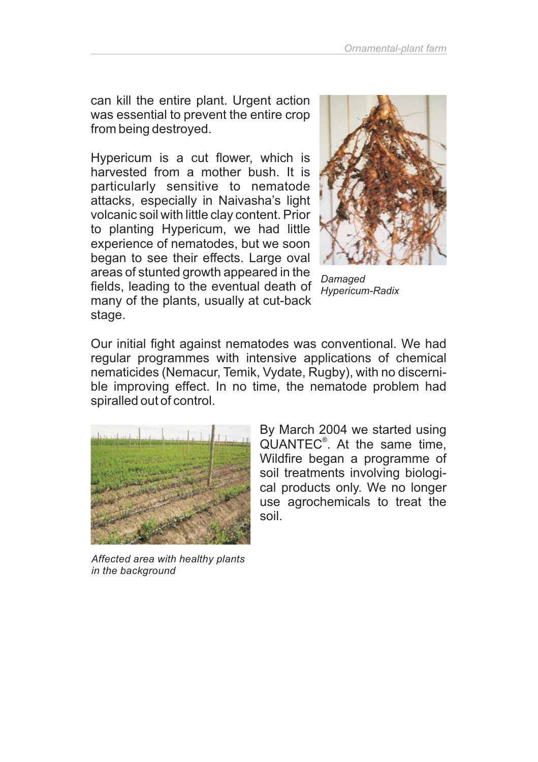can kill the entire plant. Urgent action was essential to prevent the entire crop from being destroyed.

Hypericum is a cut flower, which is harvested from a mother bush. It is particularly sensitive to nematode attacks, especially in Naivasha's light volcanic soil with little clay content. Prior to planting Hypericum, we had little experience of nematodes, but we soon began to see their effects. Large oval areas of stunted growth appeared in the fields, leading to the eventual death of many of the plants, usually at cut-back stage.

*Damaged Hypericum-Radix*

Our initial fight against nematodes was conventional. We had regular programmes with intensive applications of chemical nematicides (Nemacur, Temik, Vydate, Rugby), with no discernible improving effect. In no time, the nematode problem had spiralled out of control.

By March 2004 we started using QUANTEC®. At the same time, Wildfire began a programme of soil treatments involving biological products only. We no longer use agrochemicals to treat the soil.

*Affected area with healthy plants in the background*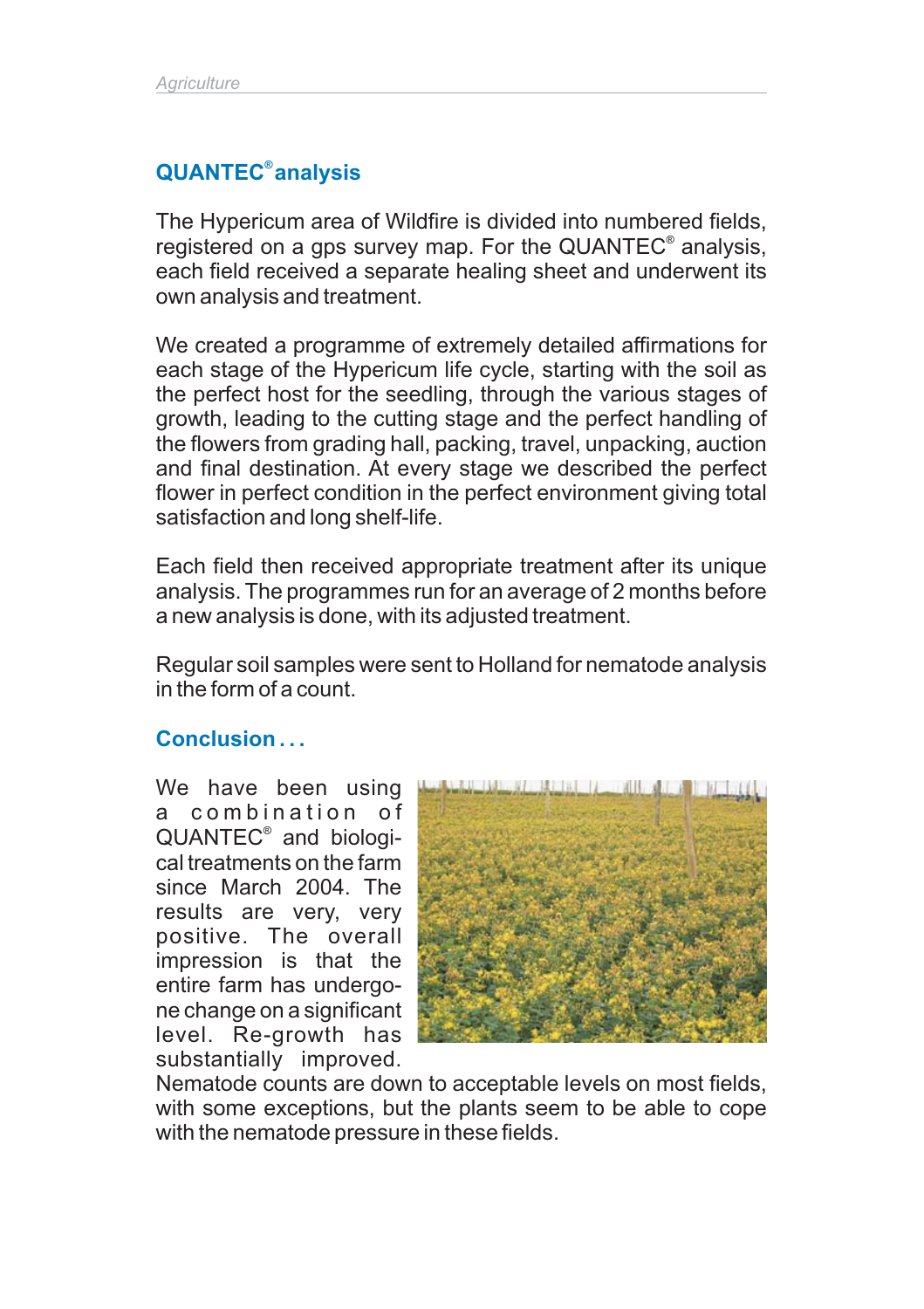## QUANTEC® analysis

The Hypericum area of Wildfire is divided into numbered fields, registered on a gps survey map. For the QUANTEC® analysis, each field received a separate healing sheet and underwent its own analysis and treatment.

We created a programme of extremely detailed affirmations for each stage of the Hypericum life cycle, starting with the soil as the perfect host for the seedling, through the various stages of growth, leading to the cutting stage and the perfect handling of the flowers from grading hall, packing, travel, unpacking, auction and final destination. At every stage we described the perfect flower in perfect condition in the perfect environment giving total satisfaction and long shelf-life.

Each field then received appropriate treatment after its unique analysis. The programmes run for an average of 2 months before a new analysis is done, with its adjusted treatment.

Regular soil samples were sent to Holland for nematode analysis in the form of a count.

## Conclusion . . .

We have been using a combination of QUANTEC® and biological treatments on the farm since March 2004. The results are very, very positive. The overall impression is that the entire farm has undergone change on a significant level. Re-growth has substantially improved. Nematode counts are down to acceptable levels on most fields, with some exceptions, but the plants seem to be able to cope with the nematode pressure in these fields.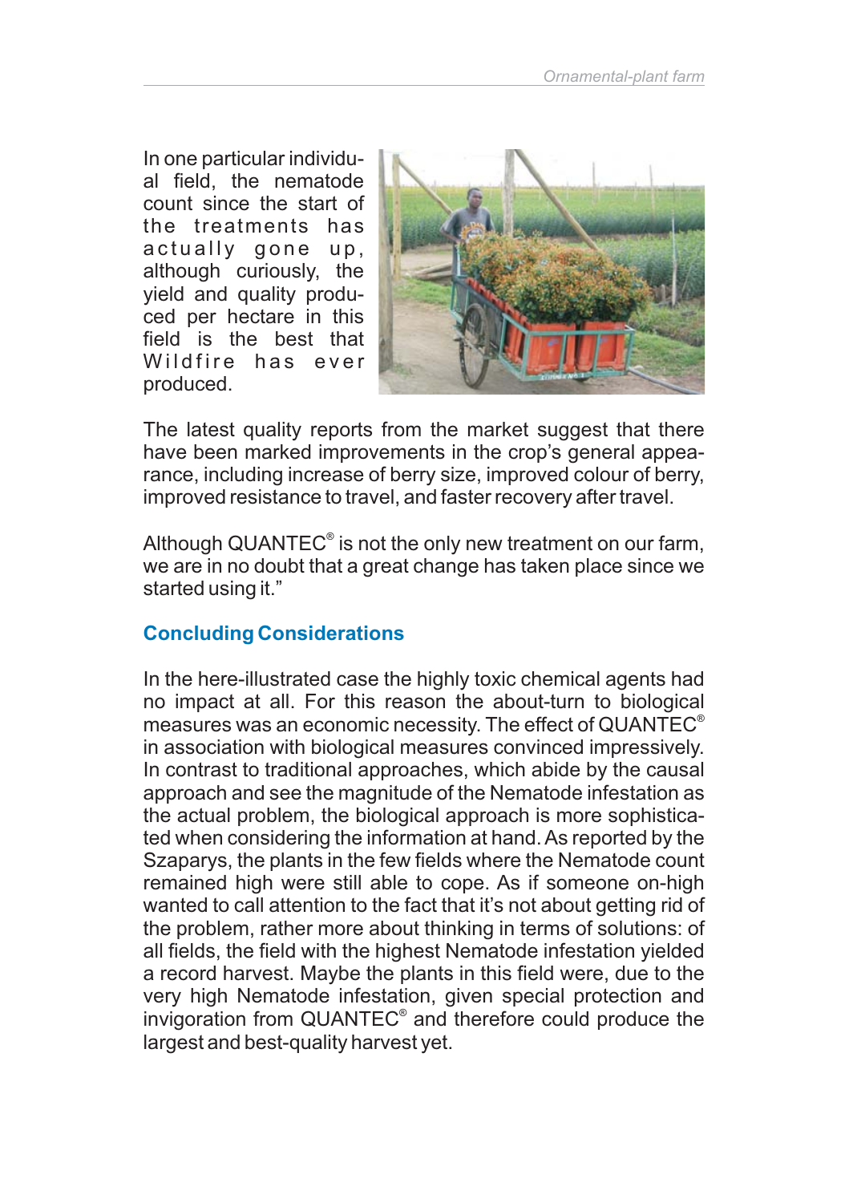In one particular individual field, the nematode count since the start of the treatments has actually gone up, although curiously, the yield and quality produced per hectare in this field is the best that Wildfire has ever produced.

The latest quality reports from the market suggest that there have been marked improvements in the crop's general appearance, including increase of berry size, improved colour of berry, improved resistance to travel, and faster recovery after travel.

Although QUANTEC® is not the only new treatment on our farm, we are in no doubt that a great change has taken place since we started using it."

## Concluding Considerations

In the here-illustrated case the highly toxic chemical agents had no impact at all. For this reason the about-turn to biological measures was an economic necessity. The effect of QUANTEC® in association with biological measures convinced impressively. In contrast to traditional approaches, which abide by the causal approach and see the magnitude of the Nematode infestation as the actual problem, the biological approach is more sophisticated when considering the information at hand. As reported by the Szaparys, the plants in the few fields where the Nematode count remained high were still able to cope. As if someone on-high wanted to call attention to the fact that it's not about getting rid of the problem, rather more about thinking in terms of solutions: of all fields, the field with the highest Nematode infestation yielded a record harvest. Maybe the plants in this field were, due to the very high Nematode infestation, given special protection and invigoration from QUANTEC® and therefore could produce the largest and best-quality harvest yet.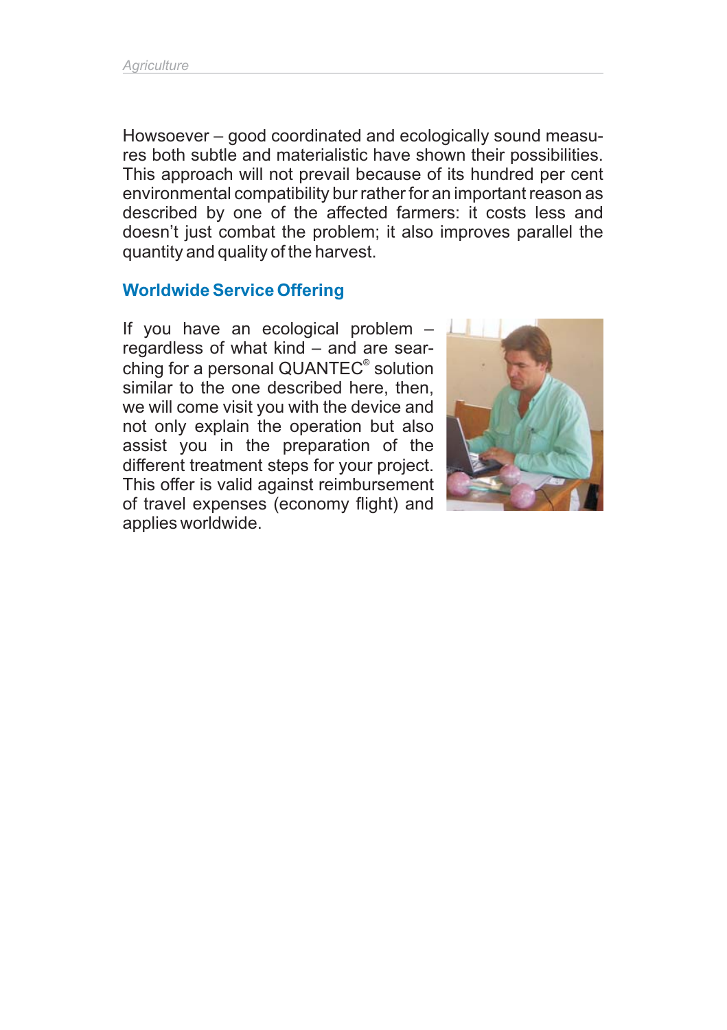Howsoever – good coordinated and ecologically sound measures both subtle and materialistic have shown their possibilities. This approach will not prevail because of its hundred per cent environmental compatibility bur rather for an important reason as described by one of the affected farmers: it costs less and doesn't just combat the problem; it also improves parallel the quantity and quality of the harvest.

## Worldwide Service Offering

If you have an ecological problem – regardless of what kind – and are searching for a personal QUANTEC® solution similar to the one described here, then, we will come visit you with the device and not only explain the operation but also assist you in the preparation of the different treatment steps for your project. This offer is valid against reimbursement of travel expenses (economy flight) and applies worldwide.